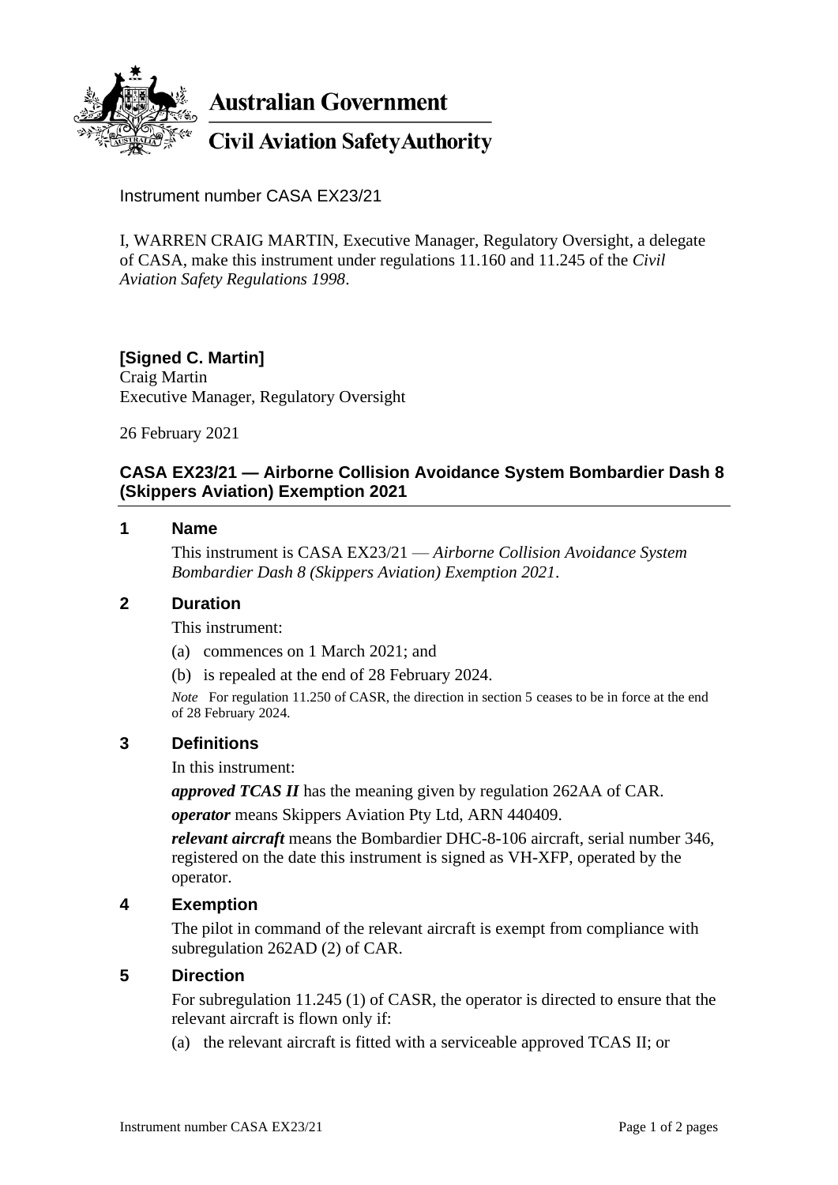**Australian Government**

**Civil Aviation Safety Authority**

Instrument number CASA EX23/21

I, WARREN CRAIG MARTIN, Executive Manager, Regulatory Oversight, a delegate of CASA, make this instrument under regulations 11.160 and 11.245 of the *Civil Aviation Safety Regulations 1998*.

**[Signed C. Martin]**
Craig Martin
Executive Manager, Regulatory Oversight

26 February 2021

# CASA EX23/21 — Airborne Collision Avoidance System Bombardier Dash 8 (Skippers Aviation) Exemption 2021

## 1 Name

This instrument is CASA EX23/21 — *Airborne Collision Avoidance System Bombardier Dash 8 (Skippers Aviation) Exemption 2021*.

## 2 Duration

This instrument:

(a) commences on 1 March 2021; and

(b) is repealed at the end of 28 February 2024.

*Note* For regulation 11.250 of CASR, the direction in section 5 ceases to be in force at the end of 28 February 2024.

## 3 Definitions

In this instrument:

***approved TCAS II*** has the meaning given by regulation 262AA of CAR.

***operator*** means Skippers Aviation Pty Ltd, ARN 440409.

***relevant aircraft*** means the Bombardier DHC-8-106 aircraft, serial number 346, registered on the date this instrument is signed as VH-XFP, operated by the operator.

## 4 Exemption

The pilot in command of the relevant aircraft is exempt from compliance with subregulation 262AD (2) of CAR.

## 5 Direction

For subregulation 11.245 (1) of CASR, the operator is directed to ensure that the relevant aircraft is flown only if:

(a) the relevant aircraft is fitted with a serviceable approved TCAS II; or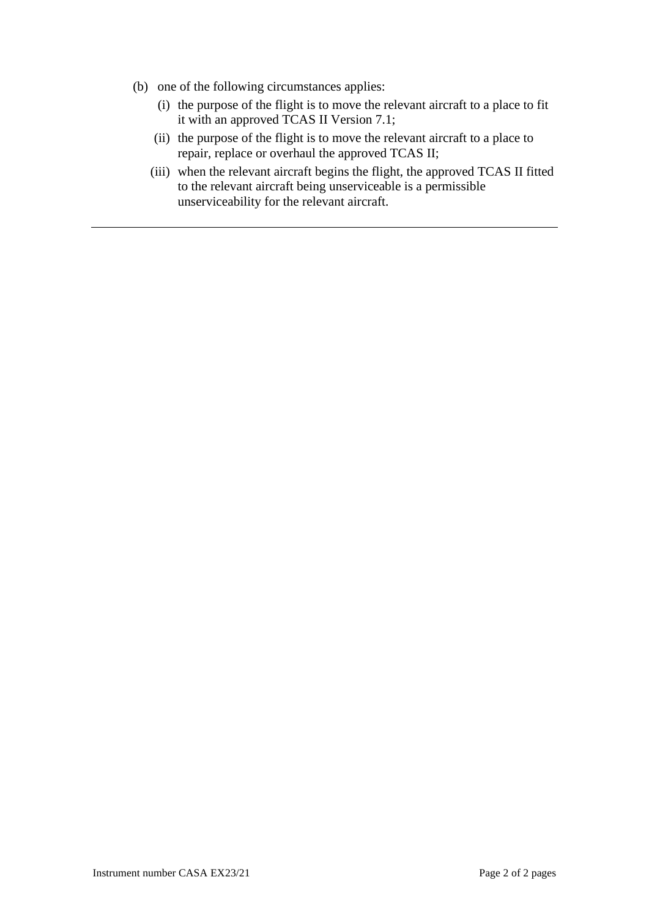(b) one of the following circumstances applies:

   (i) the purpose of the flight is to move the relevant aircraft to a place to fit it with an approved TCAS II Version 7.1;

   (ii) the purpose of the flight is to move the relevant aircraft to a place to repair, replace or overhaul the approved TCAS II;

   (iii) when the relevant aircraft begins the flight, the approved TCAS II fitted to the relevant aircraft being unserviceable is a permissible unserviceability for the relevant aircraft.